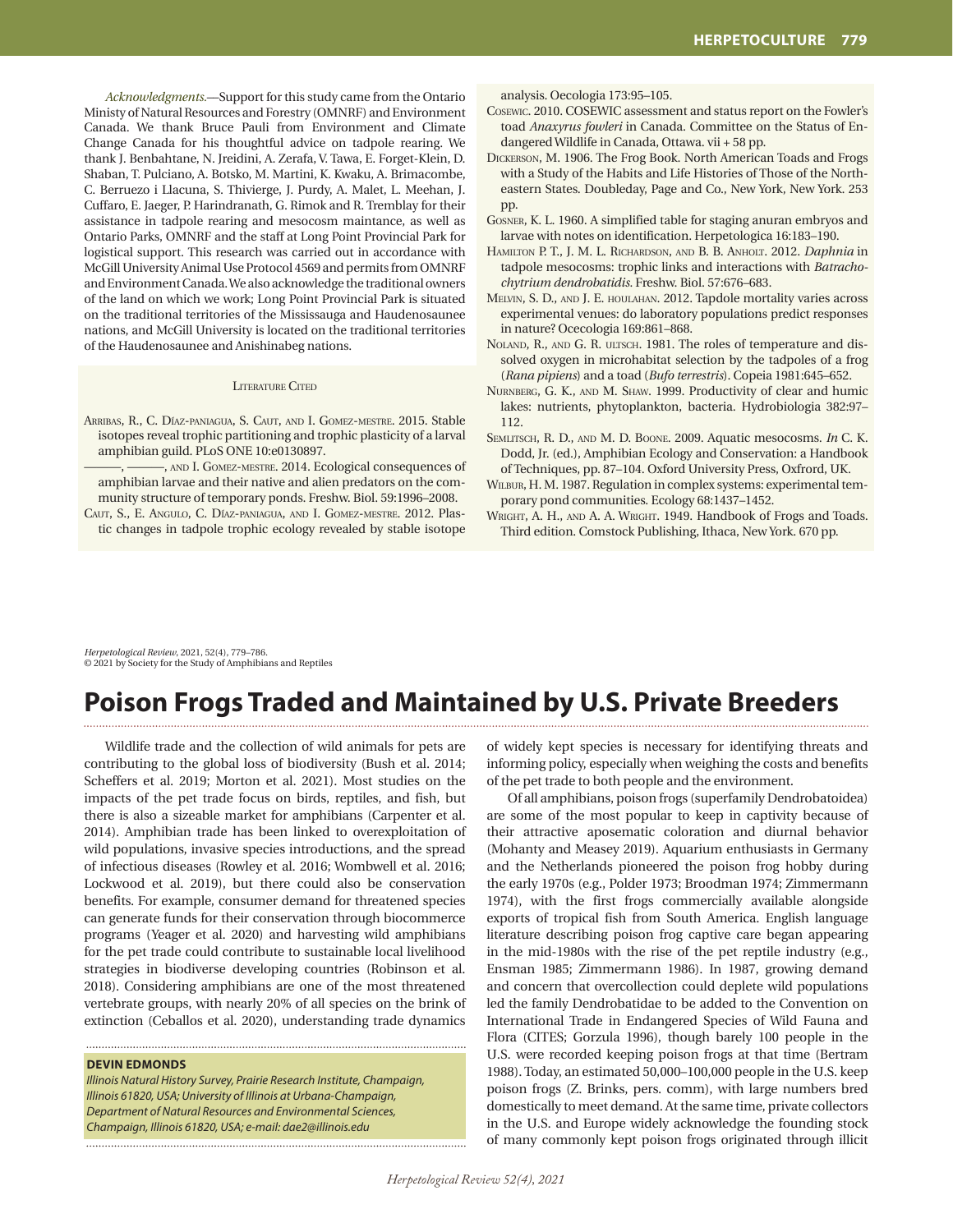*Acknowledgments.*—Support for this study came from the Ontario Ministy of Natural Resources and Forestry (OMNRF) and Environment Canada. We thank Bruce Pauli from Environment and Climate Change Canada for his thoughtful advice on tadpole rearing. We thank J. Benbahtane, N. Jreidini, A. Zerafa, V. Tawa, E. Forget-Klein, D. Shaban, T. Pulciano, A. Botsko, M. Martini, K. Kwaku, A. Brimacombe, C. Berruezo i Llacuna, S. Thivierge, J. Purdy, A. Malet, L. Meehan, J. Cuffaro, E. Jaeger, P. Harindranath, G. Rimok and R. Tremblay for their assistance in tadpole rearing and mesocosm maintance, as well as Ontario Parks, OMNRF and the staff at Long Point Provincial Park for logistical support. This research was carried out in accordance with McGill University Animal Use Protocol 4569 and permits from OMNRF and Environment Canada. We also acknowledge the traditional owners of the land on which we work; Long Point Provincial Park is situated on the traditional territories of the Mississauga and Haudenosaunee nations, and McGill University is located on the traditional territories of the Haudenosaunee and Anishinabeg nations.

### Literature Cited

Arribas, R., C. Díaz-paniagua, S. Caut, and I. Gomez-mestre. 2015. Stable isotopes reveal trophic partitioning and trophic plasticity of a larval amphibian guild. PLoS ONE 10:e0130897.

———, ———, and I. Gomez-mestre. 2014. Ecological consequences of amphibian larvae and their native and alien predators on the community structure of temporary ponds. Freshw. Biol. 59:1996–2008.

Caut, S., E. Angulo, C. Díaz-paniagua, and I. Gomez-mestre. 2012. Plastic changes in tadpole trophic ecology revealed by stable isotope analysis. Oecologia 173:95–105.

Cosewic. 2010. COSEWIC assessment and status report on the Fowler's toad *Anaxyrus fowleri* in Canada. Committee on the Status of Endangered Wildlife in Canada, Ottawa. vii + 58 pp.

Dickerson, M. 1906. The Frog Book. North American Toads and Frogs with a Study of the Habits and Life Histories of Those of the Northeastern States. Doubleday, Page and Co., New York, New York. 253 pp.

Gosner, K. L. 1960. A simplified table for staging anuran embryos and larvae with notes on identification. Herpetologica 16:183–190.

Hamilton P. T., J. M. L. Richardson, and B. B. Anholt. 2012. *Daphnia* in tadpole mesocosms: trophic links and interactions with *Batrachochytrium dendrobatidis*. Freshw. Biol. 57:676–683.

Melvin, S. D., and J. E. houlahan. 2012. Tapdole mortality varies across experimental venues: do laboratory populations predict responses in nature? Ocecologia 169:861–868.

Noland, R., and G. R. ultsch. 1981. The roles of temperature and dissolved oxygen in microhabitat selection by the tadpoles of a frog (*Rana pipiens*) and a toad (*Bufo terrestris*). Copeia 1981:645–652.

Nurnberg, G. K., and M. Shaw. 1999. Productivity of clear and humic lakes: nutrients, phytoplankton, bacteria. Hydrobiologia 382:97–112.

Semlitsch, R. D., and M. D. Boone. 2009. Aquatic mesocosms. *In* C. K. Dodd, Jr. (ed.), Amphibian Ecology and Conservation: a Handbook of Techniques, pp. 87–104. Oxford University Press, Oxfrord, UK.

Wilbur, H. M. 1987. Regulation in complex systems: experimental temporary pond communities. Ecology 68:1437–1452.

Wright, A. H., and A. A. Wright. 1949. Handbook of Frogs and Toads. Third edition. Comstock Publishing, Ithaca, New York. 670 pp.

*Herpetological Review*, 2021, 52(4), 779–786.
© 2021 by Society for the Study of Amphibians and Reptiles

# Poison Frogs Traded and Maintained by U.S. Private Breeders

**DEVIN EDMONDS**
*Illinois Natural History Survey, Prairie Research Institute, Champaign, Illinois 61820, USA; University of Illinois at Urbana-Champaign, Department of Natural Resources and Environmental Sciences, Champaign, Illinois 61820, USA; e-mail: dae2@illinois.edu*

Wildlife trade and the collection of wild animals for pets are contributing to the global loss of biodiversity (Bush et al. 2014; Scheffers et al. 2019; Morton et al. 2021). Most studies on the impacts of the pet trade focus on birds, reptiles, and fish, but there is also a sizeable market for amphibians (Carpenter et al. 2014). Amphibian trade has been linked to overexploitation of wild populations, invasive species introductions, and the spread of infectious diseases (Rowley et al. 2016; Wombwell et al. 2016; Lockwood et al. 2019), but there could also be conservation benefits. For example, consumer demand for threatened species can generate funds for their conservation through biocommerce programs (Yeager et al. 2020) and harvesting wild amphibians for the pet trade could contribute to sustainable local livelihood strategies in biodiverse developing countries (Robinson et al. 2018). Considering amphibians are one of the most threatened vertebrate groups, with nearly 20% of all species on the brink of extinction (Ceballos et al. 2020), understanding trade dynamics of widely kept species is necessary for identifying threats and informing policy, especially when weighing the costs and benefits of the pet trade to both people and the environment.

Of all amphibians, poison frogs (superfamily Dendrobatoidea) are some of the most popular to keep in captivity because of their attractive aposematic coloration and diurnal behavior (Mohanty and Measey 2019). Aquarium enthusiasts in Germany and the Netherlands pioneered the poison frog hobby during the early 1970s (e.g., Polder 1973; Broodman 1974; Zimmermann 1974), with the first frogs commercially available alongside exports of tropical fish from South America. English language literature describing poison frog captive care began appearing in the mid-1980s with the rise of the pet reptile industry (e.g., Ensman 1985; Zimmermann 1986). In 1987, growing demand and concern that overcollection could deplete wild populations led the family Dendrobatidae to be added to the Convention on International Trade in Endangered Species of Wild Fauna and Flora (CITES; Gorzula 1996), though barely 100 people in the U.S. were recorded keeping poison frogs at that time (Bertram 1988). Today, an estimated 50,000–100,000 people in the U.S. keep poison frogs (Z. Brinks, pers. comm), with large numbers bred domestically to meet demand. At the same time, private collectors in the U.S. and Europe widely acknowledge the founding stock of many commonly kept poison frogs originated through illicit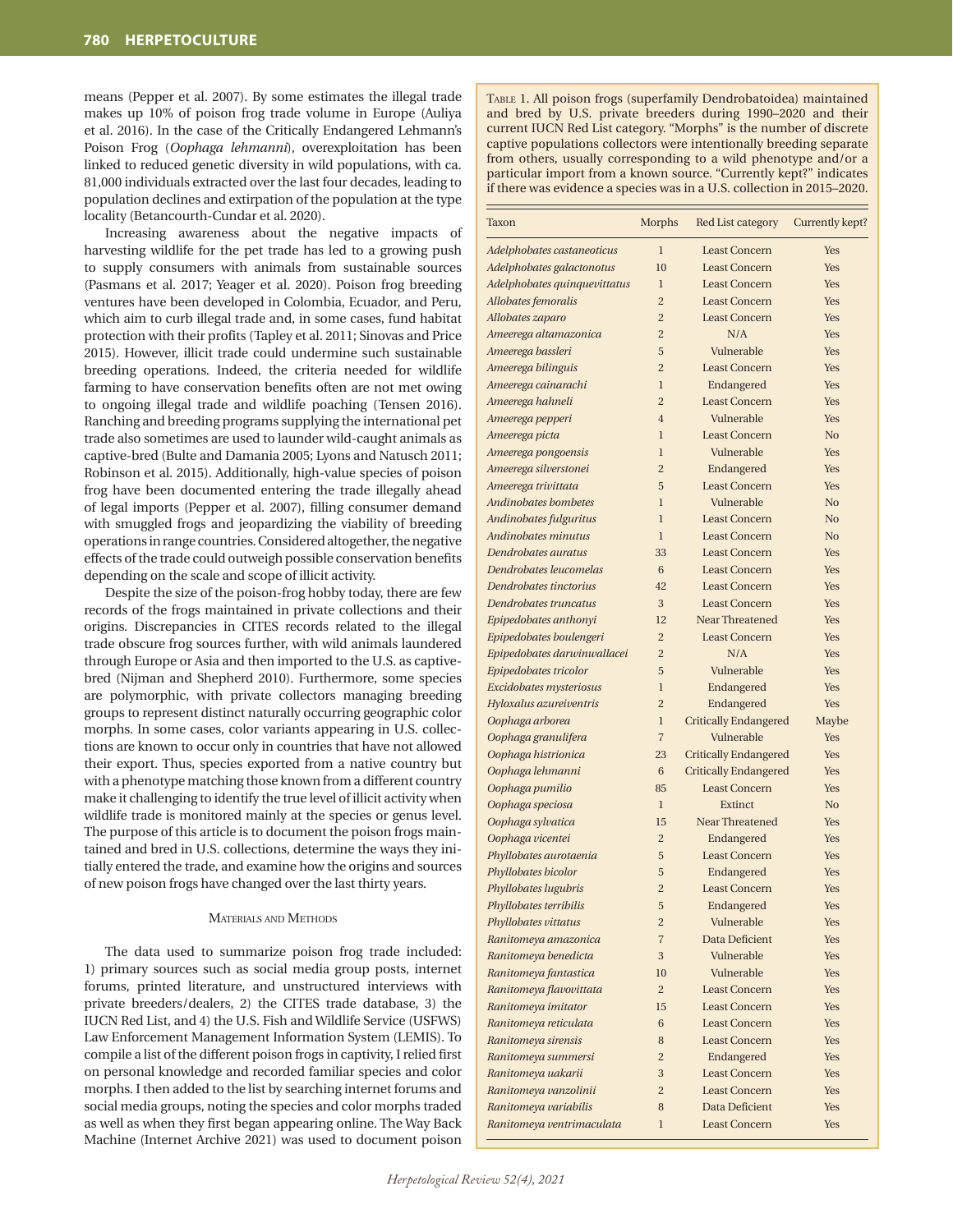means (Pepper et al. 2007). By some estimates the illegal trade makes up 10% of poison frog trade volume in Europe (Auliya et al. 2016). In the case of the Critically Endangered Lehmann's Poison Frog (*Oophaga lehmanni*), overexploitation has been linked to reduced genetic diversity in wild populations, with ca. 81,000 individuals extracted over the last four decades, leading to population declines and extirpation of the population at the type locality (Betancourth-Cundar et al. 2020).

Increasing awareness about the negative impacts of harvesting wildlife for the pet trade has led to a growing push to supply consumers with animals from sustainable sources (Pasmans et al. 2017; Yeager et al. 2020). Poison frog breeding ventures have been developed in Colombia, Ecuador, and Peru, which aim to curb illegal trade and, in some cases, fund habitat protection with their profits (Tapley et al. 2011; Sinovas and Price 2015). However, illicit trade could undermine such sustainable breeding operations. Indeed, the criteria needed for wildlife farming to have conservation benefits often are not met owing to ongoing illegal trade and wildlife poaching (Tensen 2016). Ranching and breeding programs supplying the international pet trade also sometimes are used to launder wild-caught animals as captive-bred (Bulte and Damania 2005; Lyons and Natusch 2011; Robinson et al. 2015). Additionally, high-value species of poison frog have been documented entering the trade illegally ahead of legal imports (Pepper et al. 2007), filling consumer demand with smuggled frogs and jeopardizing the viability of breeding operations in range countries. Considered altogether, the negative effects of the trade could outweigh possible conservation benefits depending on the scale and scope of illicit activity.

Despite the size of the poison-frog hobby today, there are few records of the frogs maintained in private collections and their origins. Discrepancies in CITES records related to the illegal trade obscure frog sources further, with wild animals laundered through Europe or Asia and then imported to the U.S. as captive-bred (Nijman and Shepherd 2010). Furthermore, some species are polymorphic, with private collectors managing breeding groups to represent distinct naturally occurring geographic color morphs. In some cases, color variants appearing in U.S. collections are known to occur only in countries that have not allowed their export. Thus, species exported from a native country but with a phenotype matching those known from a different country make it challenging to identify the true level of illicit activity when wildlife trade is monitored mainly at the species or genus level. The purpose of this article is to document the poison frogs maintained and bred in U.S. collections, determine the ways they initially entered the trade, and examine how the origins and sources of new poison frogs have changed over the last thirty years.

## Materials and Methods

The data used to summarize poison frog trade included: 1) primary sources such as social media group posts, internet forums, printed literature, and unstructured interviews with private breeders/dealers, 2) the CITES trade database, 3) the IUCN Red List, and 4) the U.S. Fish and Wildlife Service (USFWS) Law Enforcement Management Information System (LEMIS). To compile a list of the different poison frogs in captivity, I relied first on personal knowledge and recorded familiar species and color morphs. I then added to the list by searching internet forums and social media groups, noting the species and color morphs traded as well as when they first began appearing online. The Way Back Machine (Internet Archive 2021) was used to document poison

Table 1. All poison frogs (superfamily Dendrobatoidea) maintained and bred by U.S. private breeders during 1990–2020 and their current IUCN Red List category. "Morphs" is the number of discrete captive populations collectors were intentionally breeding separate from others, usually corresponding to a wild phenotype and/or a particular import from a known source. "Currently kept?" indicates if there was evidence a species was in a U.S. collection in 2015–2020.

| Taxon | Morphs | Red List category | Currently kept? |
|---|---|---|---|
| *Adelphobates castaneoticus* | 1 | Least Concern | Yes |
| *Adelphobates galactonotus* | 10 | Least Concern | Yes |
| *Adelphobates quinquevittatus* | 1 | Least Concern | Yes |
| *Allobates femoralis* | 2 | Least Concern | Yes |
| *Allobates zaparo* | 2 | Least Concern | Yes |
| *Ameerega altamazonica* | 2 | N/A | Yes |
| *Ameerega bassleri* | 5 | Vulnerable | Yes |
| *Ameerega bilinguis* | 2 | Least Concern | Yes |
| *Ameerega cainarachi* | 1 | Endangered | Yes |
| *Ameerega hahneli* | 2 | Least Concern | Yes |
| *Ameerega pepperi* | 4 | Vulnerable | Yes |
| *Ameerega picta* | 1 | Least Concern | No |
| *Ameerega pongoensis* | 1 | Vulnerable | Yes |
| *Ameerega silverstonei* | 2 | Endangered | Yes |
| *Ameerega trivittata* | 5 | Least Concern | Yes |
| *Andinobates bombetes* | 1 | Vulnerable | No |
| *Andinobates fulguritus* | 1 | Least Concern | No |
| *Andinobates minutus* | 1 | Least Concern | No |
| *Dendrobates auratus* | 33 | Least Concern | Yes |
| *Dendrobates leucomelas* | 6 | Least Concern | Yes |
| *Dendrobates tinctorius* | 42 | Least Concern | Yes |
| *Dendrobates truncatus* | 3 | Least Concern | Yes |
| *Epipedobates anthonyi* | 12 | Near Threatened | Yes |
| *Epipedobates boulengeri* | 2 | Least Concern | Yes |
| *Epipedobates darwinwallacei* | 2 | N/A | Yes |
| *Epipedobates tricolor* | 5 | Vulnerable | Yes |
| *Excidobates mysteriosus* | 1 | Endangered | Yes |
| *Hyloxalus azureiventris* | 2 | Endangered | Yes |
| *Oophaga arborea* | 1 | Critically Endangered | Maybe |
| *Oophaga granulifera* | 7 | Vulnerable | Yes |
| *Oophaga histrionica* | 23 | Critically Endangered | Yes |
| *Oophaga lehmanni* | 6 | Critically Endangered | Yes |
| *Oophaga pumilio* | 85 | Least Concern | Yes |
| *Oophaga speciosa* | 1 | Extinct | No |
| *Oophaga sylvatica* | 15 | Near Threatened | Yes |
| *Oophaga vicentei* | 2 | Endangered | Yes |
| *Phyllobates aurotaenia* | 5 | Least Concern | Yes |
| *Phyllobates bicolor* | 5 | Endangered | Yes |
| *Phyllobates lugubris* | 2 | Least Concern | Yes |
| *Phyllobates terribilis* | 5 | Endangered | Yes |
| *Phyllobates vittatus* | 2 | Vulnerable | Yes |
| *Ranitomeya amazonica* | 7 | Data Deficient | Yes |
| *Ranitomeya benedicta* | 3 | Vulnerable | Yes |
| *Ranitomeya fantastica* | 10 | Vulnerable | Yes |
| *Ranitomeya flavovittata* | 2 | Least Concern | Yes |
| *Ranitomeya imitator* | 15 | Least Concern | Yes |
| *Ranitomeya reticulata* | 6 | Least Concern | Yes |
| *Ranitomeya sirensis* | 8 | Least Concern | Yes |
| *Ranitomeya summersi* | 2 | Endangered | Yes |
| *Ranitomeya uakarii* | 3 | Least Concern | Yes |
| *Ranitomeya vanzolinii* | 2 | Least Concern | Yes |
| *Ranitomeya variabilis* | 8 | Data Deficient | Yes |
| *Ranitomeya ventrimaculata* | 1 | Least Concern | Yes |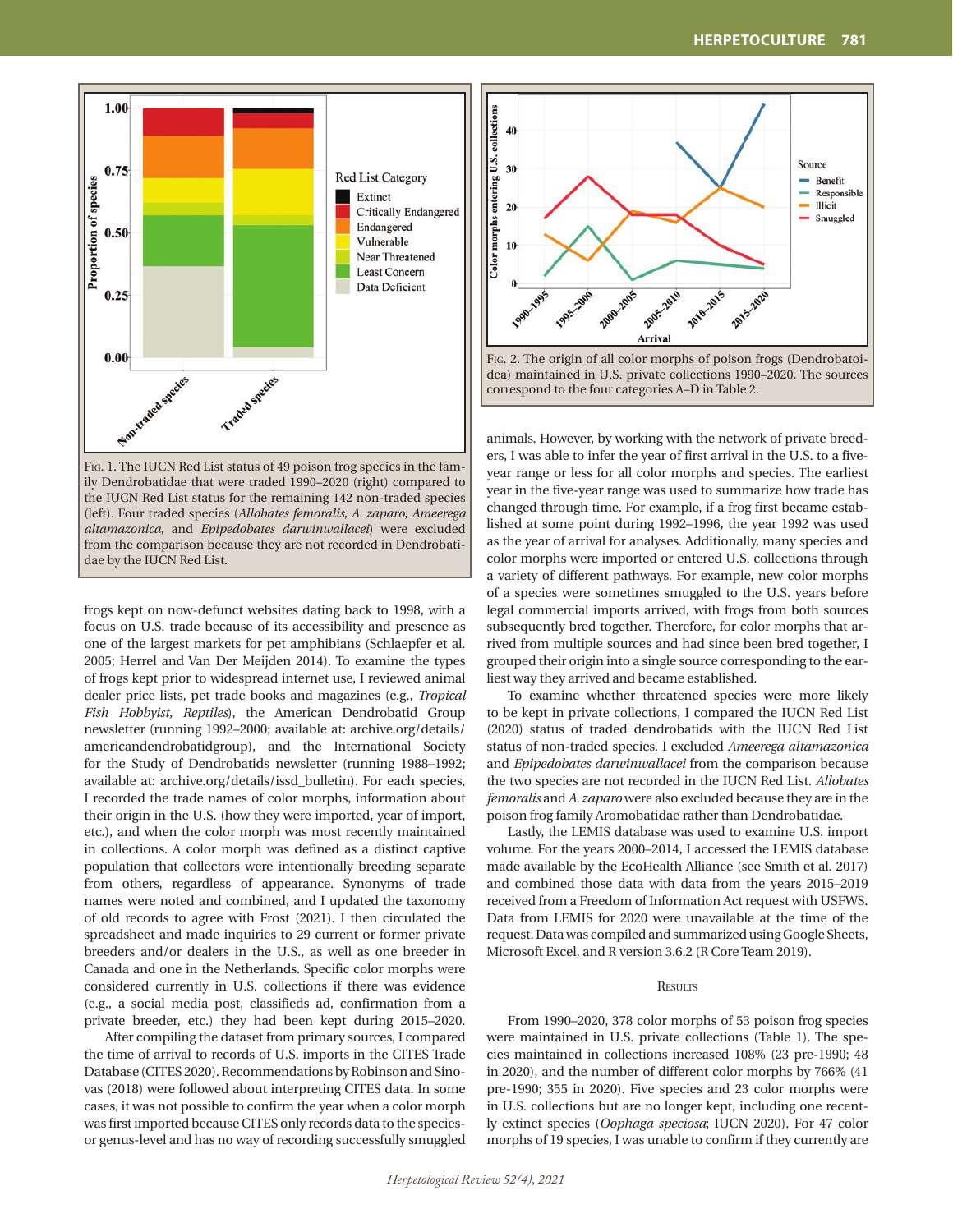Fig. 1. The IUCN Red List status of 49 poison frog species in the family Dendrobatidae that were traded 1990–2020 (right) compared to the IUCN Red List status for the remaining 142 non-traded species (left). Four traded species (*Allobates femoralis*, *A. zaparo*, *Ameerega altamazonica*, and *Epipedobates darwinwallacei*) were excluded from the comparison because they are not recorded in Dendrobatidae by the IUCN Red List.

Fig. 2. The origin of all color morphs of poison frogs (Dendrobatoidea) maintained in U.S. private collections 1990–2020. The sources correspond to the four categories A–D in Table 2.

frogs kept on now-defunct websites dating back to 1998, with a focus on U.S. trade because of its accessibility and presence as one of the largest markets for pet amphibians (Schlaepfer et al. 2005; Herrel and Van Der Meijden 2014). To examine the types of frogs kept prior to widespread internet use, I reviewed animal dealer price lists, pet trade books and magazines (e.g., *Tropical Fish Hobbyist*, *Reptiles*), the American Dendrobatid Group newsletter (running 1992–2000; available at: archive.org/details/americandendrobatidgroup), and the International Society for the Study of Dendrobatids newsletter (running 1988–1992; available at: archive.org/details/issd_bulletin). For each species, I recorded the trade names of color morphs, information about their origin in the U.S. (how they were imported, year of import, etc.), and when the color morph was most recently maintained in collections. A color morph was defined as a distinct captive population that collectors were intentionally breeding separate from others, regardless of appearance. Synonyms of trade names were noted and combined, and I updated the taxonomy of old records to agree with Frost (2021). I then circulated the spreadsheet and made inquiries to 29 current or former private breeders and/or dealers in the U.S., as well as one breeder in Canada and one in the Netherlands. Specific color morphs were considered currently in U.S. collections if there was evidence (e.g., a social media post, classifieds ad, confirmation from a private breeder, etc.) they had been kept during 2015–2020.

After compiling the dataset from primary sources, I compared the time of arrival to records of U.S. imports in the CITES Trade Database (CITES 2020). Recommendations by Robinson and Sinovas (2018) were followed about interpreting CITES data. In some cases, it was not possible to confirm the year when a color morph was first imported because CITES only records data to the species- or genus-level and has no way of recording successfully smuggled animals. However, by working with the network of private breeders, I was able to infer the year of first arrival in the U.S. to a five-year range or less for all color morphs and species. The earliest year in the five-year range was used to summarize how trade has changed through time. For example, if a frog first became established at some point during 1992–1996, the year 1992 was used as the year of arrival for analyses. Additionally, many species and color morphs were imported or entered U.S. collections through a variety of different pathways. For example, new color morphs of a species were sometimes smuggled to the U.S. years before legal commercial imports arrived, with frogs from both sources subsequently bred together. Therefore, for color morphs that arrived from multiple sources and had since been bred together, I grouped their origin into a single source corresponding to the earliest way they arrived and became established.

To examine whether threatened species were more likely to be kept in private collections, I compared the IUCN Red List (2020) status of traded dendrobatids with the IUCN Red List status of non-traded species. I excluded *Ameerega altamazonica* and *Epipedobates darwinwallacei* from the comparison because the two species are not recorded in the IUCN Red List. *Allobates femoralis* and *A. zaparo* were also excluded because they are in the poison frog family Aromobatidae rather than Dendrobatidae.

Lastly, the LEMIS database was used to examine U.S. import volume. For the years 2000–2014, I accessed the LEMIS database made available by the EcoHealth Alliance (see Smith et al. 2017) and combined those data with data from the years 2015–2019 received from a Freedom of Information Act request with USFWS. Data from LEMIS for 2020 were unavailable at the time of the request. Data was compiled and summarized using Google Sheets, Microsoft Excel, and R version 3.6.2 (R Core Team 2019).

## Results

From 1990–2020, 378 color morphs of 53 poison frog species were maintained in U.S. private collections (Table 1). The species maintained in collections increased 108% (23 pre-1990; 48 in 2020), and the number of different color morphs by 766% (41 pre-1990; 355 in 2020). Five species and 23 color morphs were in U.S. collections but are no longer kept, including one recently extinct species (*Oophaga speciosa*; IUCN 2020). For 47 color morphs of 19 species, I was unable to confirm if they currently are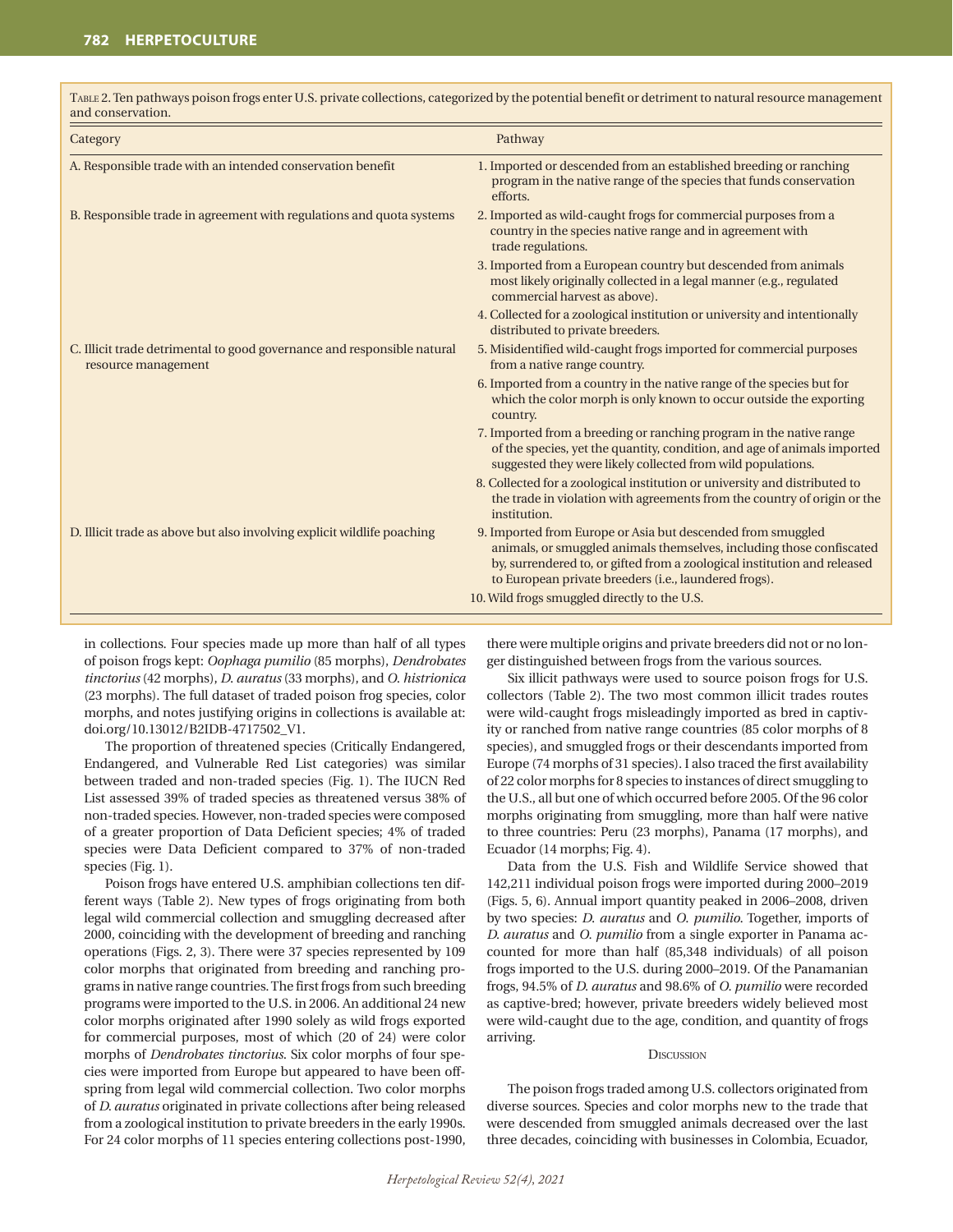Table 2. Ten pathways poison frogs enter U.S. private collections, categorized by the potential benefit or detriment to natural resource management and conservation.

| Category | Pathway |
|---|---|
| A. Responsible trade with an intended conservation benefit | 1. Imported or descended from an established breeding or ranching program in the native range of the species that funds conservation efforts. |
| B. Responsible trade in agreement with regulations and quota systems | 2. Imported as wild-caught frogs for commercial purposes from a country in the species native range and in agreement with trade regulations. |
| | 3. Imported from a European country but descended from animals most likely originally collected in a legal manner (e.g., regulated commercial harvest as above). |
| | 4. Collected for a zoological institution or university and intentionally distributed to private breeders. |
| C. Illicit trade detrimental to good governance and responsible natural resource management | 5. Misidentified wild-caught frogs imported for commercial purposes from a native range country. |
| | 6. Imported from a country in the native range of the species but for which the color morph is only known to occur outside the exporting country. |
| | 7. Imported from a breeding or ranching program in the native range of the species, yet the quantity, condition, and age of animals imported suggested they were likely collected from wild populations. |
| | 8. Collected for a zoological institution or university and distributed to the trade in violation with agreements from the country of origin or the institution. |
| D. Illicit trade as above but also involving explicit wildlife poaching | 9. Imported from Europe or Asia but descended from smuggled animals, or smuggled animals themselves, including those confiscated by, surrendered to, or gifted from a zoological institution and released to European private breeders (i.e., laundered frogs). |
| | 10. Wild frogs smuggled directly to the U.S. |

in collections. Four species made up more than half of all types of poison frogs kept: *Oophaga pumilio* (85 morphs), *Dendrobates tinctorius* (42 morphs), *D. auratus* (33 morphs), and *O. histrionica* (23 morphs). The full dataset of traded poison frog species, color morphs, and notes justifying origins in collections is available at: doi.org/10.13012/B2IDB-4717502_V1.

The proportion of threatened species (Critically Endangered, Endangered, and Vulnerable Red List categories) was similar between traded and non-traded species (Fig. 1). The IUCN Red List assessed 39% of traded species as threatened versus 38% of non-traded species. However, non-traded species were composed of a greater proportion of Data Deficient species; 4% of traded species were Data Deficient compared to 37% of non-traded species (Fig. 1).

Poison frogs have entered U.S. amphibian collections ten different ways (Table 2). New types of frogs originating from both legal wild commercial collection and smuggling decreased after 2000, coinciding with the development of breeding and ranching operations (Figs. 2, 3). There were 37 species represented by 109 color morphs that originated from breeding and ranching programs in native range countries. The first frogs from such breeding programs were imported to the U.S. in 2006. An additional 24 new color morphs originated after 1990 solely as wild frogs exported for commercial purposes, most of which (20 of 24) were color morphs of *Dendrobates tinctorius*. Six color morphs of four species were imported from Europe but appeared to have been offspring from legal wild commercial collection. Two color morphs of *D. auratus* originated in private collections after being released from a zoological institution to private breeders in the early 1990s. For 24 color morphs of 11 species entering collections post-1990, there were multiple origins and private breeders did not or no longer distinguished between frogs from the various sources.

Six illicit pathways were used to source poison frogs for U.S. collectors (Table 2). The two most common illicit trades routes were wild-caught frogs misleadingly imported as bred in captivity or ranched from native range countries (85 color morphs of 8 species), and smuggled frogs or their descendants imported from Europe (74 morphs of 31 species). I also traced the first availability of 22 color morphs for 8 species to instances of direct smuggling to the U.S., all but one of which occurred before 2005. Of the 96 color morphs originating from smuggling, more than half were native to three countries: Peru (23 morphs), Panama (17 morphs), and Ecuador (14 morphs; Fig. 4).

Data from the U.S. Fish and Wildlife Service showed that 142,211 individual poison frogs were imported during 2000–2019 (Figs. 5, 6). Annual import quantity peaked in 2006–2008, driven by two species: *D. auratus* and *O. pumilio*. Together, imports of *D. auratus* and *O. pumilio* from a single exporter in Panama accounted for more than half (85,348 individuals) of all poison frogs imported to the U.S. during 2000–2019. Of the Panamanian frogs, 94.5% of *D. auratus* and 98.6% of *O. pumilio* were recorded as captive-bred; however, private breeders widely believed most were wild-caught due to the age, condition, and quantity of frogs arriving.

## Discussion

The poison frogs traded among U.S. collectors originated from diverse sources. Species and color morphs new to the trade that were descended from smuggled animals decreased over the last three decades, coinciding with businesses in Colombia, Ecuador,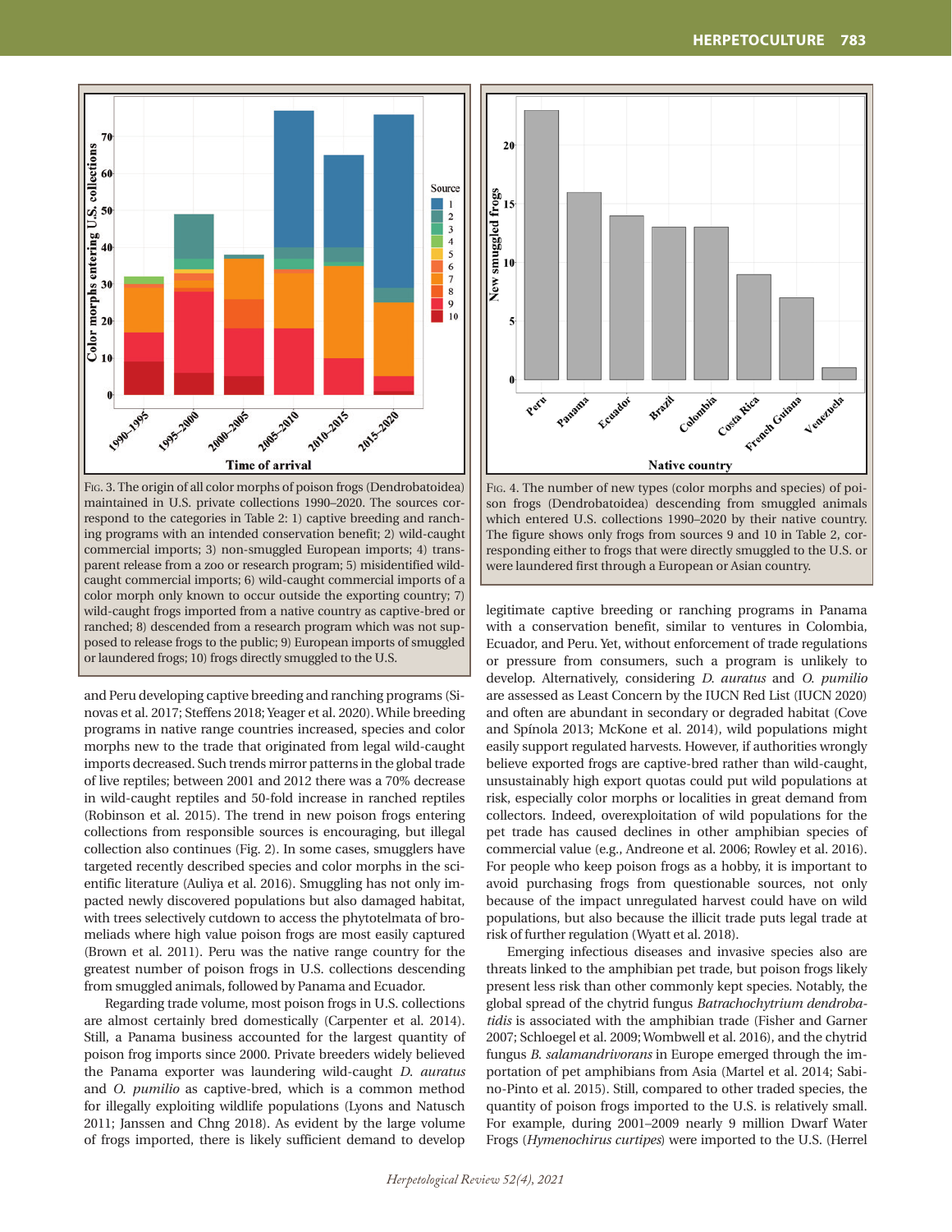Fig. 3. The origin of all color morphs of poison frogs (Dendrobatoidea) maintained in U.S. private collections 1990–2020. The sources correspond to the categories in Table 2: 1) captive breeding and ranching programs with an intended conservation benefit; 2) wild-caught commercial imports; 3) non-smuggled European imports; 4) transparent release from a zoo or research program; 5) misidentified wild-caught commercial imports; 6) wild-caught commercial imports of a color morph only known to occur outside the exporting country; 7) wild-caught frogs imported from a native country as captive-bred or ranched; 8) descended from a research program which was not supposed to release frogs to the public; 9) European imports of smuggled or laundered frogs; 10) frogs directly smuggled to the U.S.

Fig. 4. The number of new types (color morphs and species) of poison frogs (Dendrobatoidea) descending from smuggled animals which entered U.S. collections 1990–2020 by their native country. The figure shows only frogs from sources 9 and 10 in Table 2, corresponding either to frogs that were directly smuggled to the U.S. or were laundered first through a European or Asian country.

and Peru developing captive breeding and ranching programs (Sinovas et al. 2017; Steffens 2018; Yeager et al. 2020). While breeding programs in native range countries increased, species and color morphs new to the trade that originated from legal wild-caught imports decreased. Such trends mirror patterns in the global trade of live reptiles; between 2001 and 2012 there was a 70% decrease in wild-caught reptiles and 50-fold increase in ranched reptiles (Robinson et al. 2015). The trend in new poison frogs entering collections from responsible sources is encouraging, but illegal collection also continues (Fig. 2). In some cases, smugglers have targeted recently described species and color morphs in the scientific literature (Auliya et al. 2016). Smuggling has not only impacted newly discovered populations but also damaged habitat, with trees selectively cutdown to access the phytotelmata of bromeliads where high value poison frogs are most easily captured (Brown et al. 2011). Peru was the native range country for the greatest number of poison frogs in U.S. collections descending from smuggled animals, followed by Panama and Ecuador.

Regarding trade volume, most poison frogs in U.S. collections are almost certainly bred domestically (Carpenter et al. 2014). Still, a Panama business accounted for the largest quantity of poison frog imports since 2000. Private breeders widely believed the Panama exporter was laundering wild-caught *D. auratus* and *O. pumilio* as captive-bred, which is a common method for illegally exploiting wildlife populations (Lyons and Natusch 2011; Janssen and Chng 2018). As evident by the large volume of frogs imported, there is likely sufficient demand to develop legitimate captive breeding or ranching programs in Panama with a conservation benefit, similar to ventures in Colombia, Ecuador, and Peru. Yet, without enforcement of trade regulations or pressure from consumers, such a program is unlikely to develop. Alternatively, considering *D. auratus* and *O. pumilio* are assessed as Least Concern by the IUCN Red List (IUCN 2020) and often are abundant in secondary or degraded habitat (Cove and Spínola 2013; McKone et al. 2014), wild populations might easily support regulated harvests. However, if authorities wrongly believe exported frogs are captive-bred rather than wild-caught, unsustainably high export quotas could put wild populations at risk, especially color morphs or localities in great demand from collectors. Indeed, overexploitation of wild populations for the pet trade has caused declines in other amphibian species of commercial value (e.g., Andreone et al. 2006; Rowley et al. 2016). For people who keep poison frogs as a hobby, it is important to avoid purchasing frogs from questionable sources, not only because of the impact unregulated harvest could have on wild populations, but also because the illicit trade puts legal trade at risk of further regulation (Wyatt et al. 2018).

Emerging infectious diseases and invasive species also are threats linked to the amphibian pet trade, but poison frogs likely present less risk than other commonly kept species. Notably, the global spread of the chytrid fungus *Batrachochytrium dendrobatidis* is associated with the amphibian trade (Fisher and Garner 2007; Schloegel et al. 2009; Wombwell et al. 2016), and the chytrid fungus *B. salamandrivorans* in Europe emerged through the importation of pet amphibians from Asia (Martel et al. 2014; Sabino-Pinto et al. 2015). Still, compared to other traded species, the quantity of poison frogs imported to the U.S. is relatively small. For example, during 2001–2009 nearly 9 million Dwarf Water Frogs (*Hymenochirus curtipes*) were imported to the U.S. (Herrel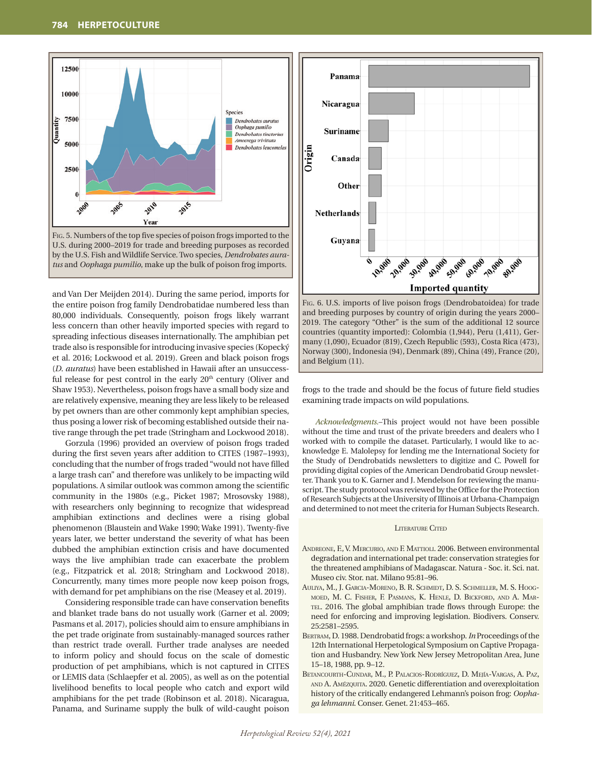Fig. 5. Numbers of the top five species of poison frogs imported to the U.S. during 2000–2019 for trade and breeding purposes as recorded by the U.S. Fish and Wildlife Service. Two species, *Dendrobates auratus* and *Oophaga pumilio*, make up the bulk of poison frog imports.

Fig. 6. U.S. imports of live poison frogs (Dendrobatoidea) for trade and breeding purposes by country of origin during the years 2000–2019. The category "Other" is the sum of the additional 12 source countries (quantity imported): Colombia (1,944), Peru (1,411), Germany (1,090), Ecuador (819), Czech Republic (593), Costa Rica (473), Norway (300), Indonesia (94), Denmark (89), China (49), France (20), and Belgium (11).

and Van Der Meijden 2014). During the same period, imports for the entire poison frog family Dendrobatidae numbered less than 80,000 individuals. Consequently, poison frogs likely warrant less concern than other heavily imported species with regard to spreading infectious diseases internationally. The amphibian pet trade also is responsible for introducing invasive species (Kopecký et al. 2016; Lockwood et al. 2019). Green and black poison frogs (*D. auratus*) have been established in Hawaii after an unsuccessful release for pest control in the early 20th century (Oliver and Shaw 1953). Nevertheless, poison frogs have a small body size and are relatively expensive, meaning they are less likely to be released by pet owners than are other commonly kept amphibian species, thus posing a lower risk of becoming established outside their native range through the pet trade (Stringham and Lockwood 2018).

Gorzula (1996) provided an overview of poison frogs traded during the first seven years after addition to CITES (1987–1993), concluding that the number of frogs traded "would not have filled a large trash can" and therefore was unlikely to be impacting wild populations. A similar outlook was common among the scientific community in the 1980s (e.g., Picket 1987; Mrosovsky 1988), with researchers only beginning to recognize that widespread amphibian extinctions and declines were a rising global phenomenon (Blaustein and Wake 1990; Wake 1991). Twenty-five years later, we better understand the severity of what has been dubbed the amphibian extinction crisis and have documented ways the live amphibian trade can exacerbate the problem (e.g., Fitzpatrick et al. 2018; Stringham and Lockwood 2018). Concurrently, many times more people now keep poison frogs, with demand for pet amphibians on the rise (Measey et al. 2019).

Considering responsible trade can have conservation benefits and blanket trade bans do not usually work (Garner et al. 2009; Pasmans et al. 2017), policies should aim to ensure amphibians in the pet trade originate from sustainably-managed sources rather than restrict trade overall. Further trade analyses are needed to inform policy and should focus on the scale of domestic production of pet amphibians, which is not captured in CITES or LEMIS data (Schlaepfer et al. 2005), as well as on the potential livelihood benefits to local people who catch and export wild amphibians for the pet trade (Robinson et al. 2018). Nicaragua, Panama, and Suriname supply the bulk of wild-caught poison frogs to the trade and should be the focus of future field studies examining trade impacts on wild populations.

*Acknowledgments.*–This project would not have been possible without the time and trust of the private breeders and dealers who I worked with to compile the dataset. Particularly, I would like to acknowledge E. Malolepsy for lending me the International Society for the Study of Dendrobatids newsletters to digitize and C. Powell for providing digital copies of the American Dendrobatid Group newsletter. Thank you to K. Garner and J. Mendelson for reviewing the manuscript. The study protocol was reviewed by the Office for the Protection of Research Subjects at the University of Illinois at Urbana-Champaign and determined to not meet the criteria for Human Subjects Research.

## Literature Cited

Andreone, F., V. Mercurio, and F. Mattioli. 2006. Between environmental degradation and international pet trade: conservation strategies for the threatened amphibians of Madagascar. Natura - Soc. it. Sci. nat. Museo civ. Stor. nat. Milano 95:81–96.

Auliya, M., J. García-Moreno, B. R. Schmidt, D. S. Schmeller, M. S. Hoogmoed, M. C. Fisher, F. Pasmans, K. Henle, D. Bickford, and A. Martel. 2016. The global amphibian trade flows through Europe: the need for enforcing and improving legislation. Biodivers. Conserv. 25:2581–2595.

Bertram, D. 1988. Dendrobatid frogs: a workshop. *In* Proceedings of the 12th International Herpetological Symposium on Captive Propagation and Husbandry. New York New Jersey Metropolitan Area, June 15–18, 1988, pp. 9–12.

Betancourth-Cundar, M., P. Palacios-Rodríguez, D. Mejía-Vargas, A. Paz, and A. Amézquita. 2020. Genetic differentiation and overexploitation history of the critically endangered Lehmann's poison frog: *Oophaga lehmanni*. Conser. Genet. 21:453–465.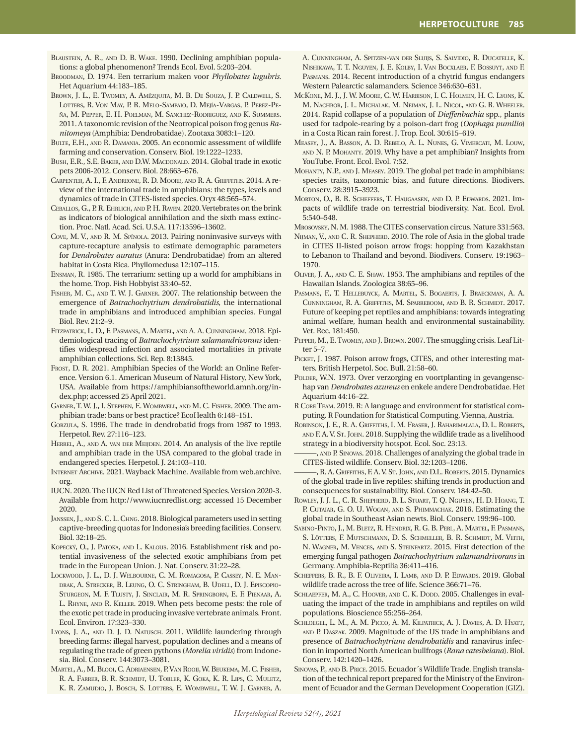Blaustein, A. R., and D. B. Wake. 1990. Declining amphibian populations: a global phenomenon? Trends Ecol. Evol. 5:203–204.

Broodman, D. 1974. Een terrarium maken voor *Phyllobates lugubris*. Het Aquarium 44:183–185.

Brown, J. L., E. Twomey, A. Amézquita, M. B. De Souza, J. P. Caldwell, S. Lötters, R. Von May, P. R. Melo-Sampaio, D. Mejía-Vargas, P. Perez-Peña, M. Pepper, E. H. Poelman, M. Sanchez-Rodriguez, and K. Summers. 2011. A taxonomic revision of the Neotropical poison frog genus *Ranitomeya* (Amphibia: Dendrobatidae). Zootaxa 3083:1–120.

Bulte, E.H., and R. Damania. 2005. An economic assessment of wildlife farming and conservation. Conserv. Biol. 19:1222–1233.

Bush, E.R., S.E. Baker, and D.W. Macdonald. 2014. Global trade in exotic pets 2006-2012. Conserv. Biol. 28:663–676.

Carpenter, A. I., F. Andreone, R. D. Moore, and R. A. Griffiths. 2014. A review of the international trade in amphibians: the types, levels and dynamics of trade in CITES-listed species. Oryx 48:565–574.

Ceballos, G., P. R. Ehrlich, and P. H. Raven. 2020. Vertebrates on the brink as indicators of biological annihilation and the sixth mass extinction. Proc. Natl. Acad. Sci. U.S.A. 117:13596–13602.

Cove, M. V., and R. M. Spínola. 2013. Pairing noninvasive surveys with capture-recapture analysis to estimate demographic parameters for *Dendrobates auratus* (Anura: Dendrobatidae) from an altered habitat in Costa Rica. Phyllomedusa 12:107–115.

Ensman, R. 1985. The terrarium: setting up a world for amphibians in the home. Trop. Fish Hobbyist 33:40–52.

Fisher, M. C., and T. W. J. Garner. 2007. The relationship between the emergence of *Batrachochytrium dendrobatidis*, the international trade in amphibians and introduced amphibian species. Fungal Biol. Rev. 21:2–9.

Fitzpatrick, L. D., F. Pasmans, A. Martel, and A. A. Cunningham. 2018. Epidemiological tracing of *Batrachochytrium salamandrivorans* identifies widespread infection and associated mortalities in private amphibian collections. Sci. Rep. 8:13845.

Frost, D. R. 2021. Amphibian Species of the World: an Online Reference. Version 6.1. American Museum of Natural History, New York, USA. Available from https://amphibiansoftheworld.amnh.org/index.php; accessed 25 April 2021.

Garner, T. W. J., I. Stephen, E. Wombwell, and M. C. Fisher. 2009. The amphibian trade: bans or best practice? EcoHealth 6:148–151.

Gorzula, S. 1996. The trade in dendrobatid frogs from 1987 to 1993. Herpetol. Rev. 27:116–123.

Herrel, A., and A. van der Meijden. 2014. An analysis of the live reptile and amphibian trade in the USA compared to the global trade in endangered species. Herpetol. J. 24:103–110.

Internet Archive. 2021. Wayback Machine. Available from web.archive.org.

IUCN. 2020. The IUCN Red List of Threatened Species. Version 2020-3. Available from http://www.iucnredlist.org; accessed 15 December 2020.

Janssen, J., and S. C. L. Chng. 2018. Biological parameters used in setting captive-breeding quotas for Indonesia's breeding facilities. Conserv. Biol. 32:18–25.

Kopecký, O., J. Patoka, and L. Kalous. 2016. Establishment risk and potential invasiveness of the selected exotic amphibians from pet trade in the European Union. J. Nat. Conserv. 31:22–28.

Lockwood, J. L., D. J. Welbourne, C. M. Romagosa, P. Cassey, N. E. Mandrak, A. Strecker, B. Leung, O. C. Stringham, B. Udell, D. J. Episcopio-Sturgeon, M. F. Tlusty, J. Sinclair, M. R. Springborn, E. F. Pienaar, A. L. Rhyne, and R. Keller. 2019. When pets become pests: the role of the exotic pet trade in producing invasive vertebrate animals. Front. Ecol. Environ. 17:323–330.

Lyons, J. A., and D. J. D. Natusch. 2011. Wildlife laundering through breeding farms: illegal harvest, population declines and a means of regulating the trade of green pythons (*Morelia viridis*) from Indonesia. Biol. Conserv. 144:3073–3081.

Martel, A., M. Blooi, C. Adriaensen, P. Van Rooij, W. Beukema, M. C. Fisher, R. A. Farrer, B. R. Schmidt, U. Tobler, K. Goka, K. R. Lips, C. Muletz, K. R. Zamudio, J. Bosch, S. Lötters, E. Wombwell, T. W. J. Garner, A. A. Cunningham, A. Spitzen-van der Sluijs, S. Salvidio, R. Ducatelle, K. Nishikawa, T. T. Nguyen, J. E. Kolby, I. Van Bocxlaer, F. Bossuyt, and F. Pasmans. 2014. Recent introduction of a chytrid fungus endangers Western Palearctic salamanders. Science 346:630–631.

McKone, M. J., J. W. Moore, C. W. Harbison, I. C. Holmen, H. C. Lyons, K. M. Nachbor, J. L. Michalak, M. Neiman, J. L. Nicol, and G. R. Wheeler. 2014. Rapid collapse of a population of *Dieffenbachia* spp., plants used for tadpole-rearing by a poison-dart frog (*Oophaga pumilio*) in a Costa Rican rain forest. J. Trop. Ecol. 30:615–619.

Measey, J., A. Basson, A. D. Rebelo, A. L. Nunes, G. Vimercati, M. Louw, and N. P. Mohanty. 2019. Why have a pet amphibian? Insights from YouTube. Front. Ecol. Evol. 7:52.

Mohanty, N.P., and J. Measey. 2019. The global pet trade in amphibians: species traits, taxonomic bias, and future directions. Biodivers. Conserv. 28:3915–3923.

Morton, O., B. R. Scheffers, T. Haugaasen, and D. P. Edwards. 2021. Impacts of wildlife trade on terrestrial biodiversity. Nat. Ecol. Evol. 5:540–548.

Mrosovsky, N. M. 1988. The CITES conservation circus. Nature 331:563.

Nijman, V., and C. R. Shepherd. 2010. The role of Asia in the global trade in CITES II-listed poison arrow frogs: hopping from Kazakhstan to Lebanon to Thailand and beyond. Biodivers. Conserv. 19:1963–1970.

Oliver, J. A., and C. E. Shaw. 1953. The amphibians and reptiles of the Hawaiian Islands. Zoologica 38:65–96.

Pasmans, F., T. Hellebuyck, A. Martel, S. Bogaerts, J. Braeckman, A. A. Cunningham, R. A. Griffiths, M. Sparreboom, and B. R. Schmidt. 2017. Future of keeping pet reptiles and amphibians: towards integrating animal welfare, human health and environmental sustainability. Vet. Rec. 181:450.

Pepper, M., E. Twomey, and J. Brown. 2007. The smuggling crisis. Leaf Litter 5–7.

Picket, J. 1987. Poison arrow frogs, CITES, and other interesting matters. British Herpetol. Soc. Bull. 21:58–60.

Polder, W.N. 1973. Over verzorging en voortplanting in gevangenschap van *Dendrobates azureus* en enkele andere Dendrobatidae. Het Aquarium 44:16–22.

R Core Team. 2019. R: A language and environment for statistical computing. R Foundation for Statistical Computing, Vienna, Austria.

Robinson, J. E., R. A. Griffiths, I. M. Fraser, J. Raharimalala, D. L. Roberts, and F. A. V. St. John. 2018. Supplying the wildlife trade as a livelihood strategy in a biodiversity hotspot. Ecol. Soc. 23:13.

———, and P. Sinovas. 2018. Challenges of analyzing the global trade in CITES-listed wildlife. Conserv. Biol. 32:1203–1206.

———, R. A. Griffiths, F. A. V. St. John, and D.L. Roberts. 2015. Dynamics of the global trade in live reptiles: shifting trends in production and consequences for sustainability. Biol. Conserv. 184:42–50.

Rowley, J. J. L., C. R. Shepherd, B. L. Stuart, T. Q. Nguyen, H. D. Hoang, T. P. Cutajar, G. O. U. Wogan, and S. Phimmachak. 2016. Estimating the global trade in Southeast Asian newts. Biol. Conserv. 199:96–100.

Sabino-Pinto, J., M. Bletz, R. Hendrix, R. G. B. Perl, A. Martel, F. Pasmans, S. Lötters, F. Mutschmann, D. S. Schmeller, B. R. Schmidt, M. Veith, N. Wagner, M. Vences, and S. Steinfartz. 2015. First detection of the emerging fungal pathogen *Batrachochytrium salamandrivorans* in Germany. Amphibia-Reptilia 36:411–416.

Scheffers, B. R., B. F. Oliveira, I. Lamb, and D. P. Edwards. 2019. Global wildlife trade across the tree of life. Science 366:71–76.

Schlaepfer, M. A., C. Hoover, and C. K. Dodd. 2005. Challenges in evaluating the impact of the trade in amphibians and reptiles on wild populations. Bioscience 55:256–264.

Schloegel, L. M., A. M. Picco, A. M. Kilpatrick, A. J. Davies, A. D. Hyatt, and P. Daszak. 2009. Magnitude of the US trade in amphibians and presence of *Batrachochytrium dendrobatidis* and ranavirus infection in imported North American bullfrogs (*Rana catesbeiana*). Biol. Conserv. 142:1420–1426.

Sinovas, P., and B. Price. 2015. Ecuador´s Wildlife Trade. English translation of the technical report prepared for the Ministry of the Environment of Ecuador and the German Development Cooperation (GIZ).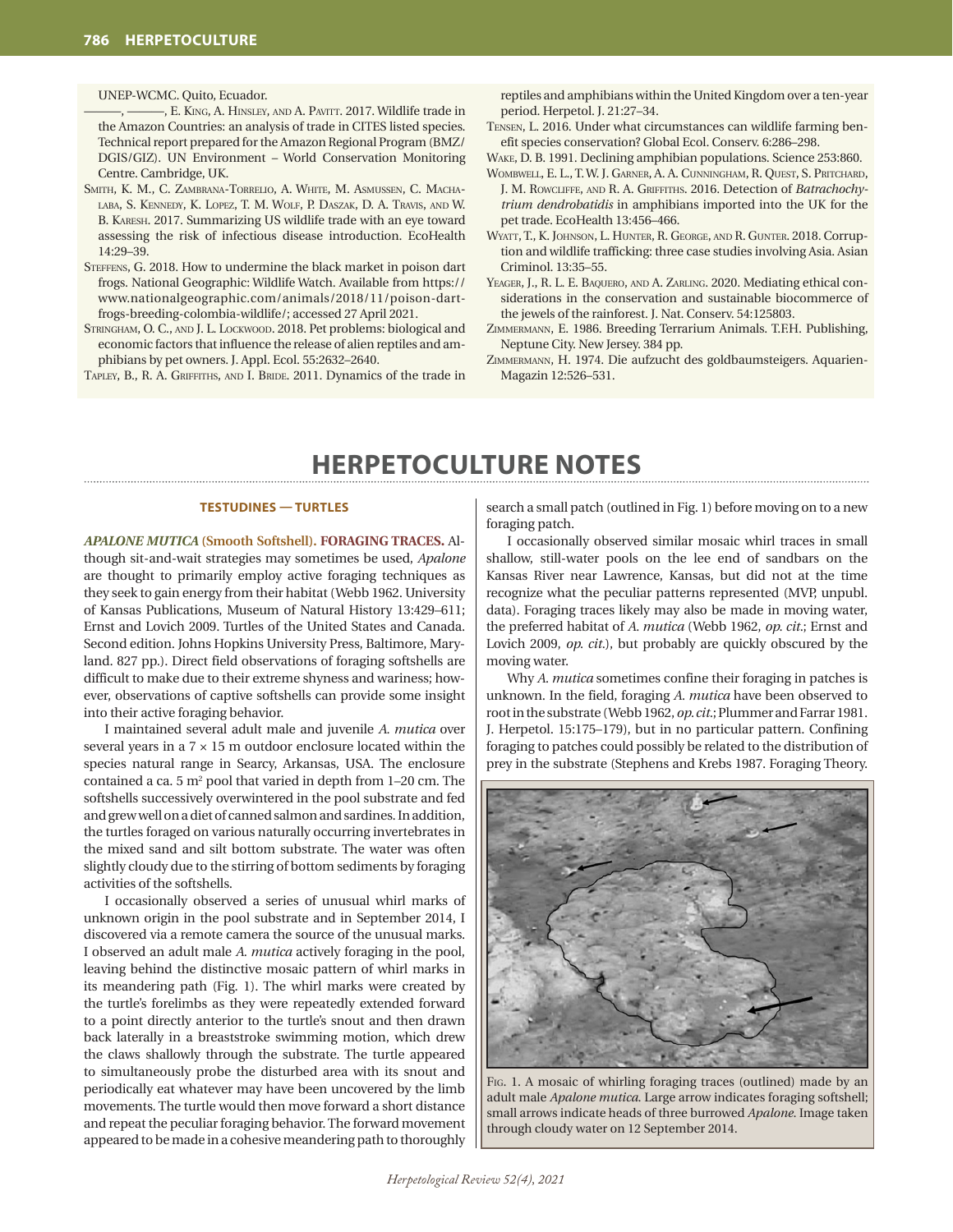UNEP-WCMC. Quito, Ecuador.

———, ———, E. King, A. Hinsley, and A. Pavitt. 2017. Wildlife trade in the Amazon Countries: an analysis of trade in CITES listed species. Technical report prepared for the Amazon Regional Program (BMZ/DGIS/GIZ). UN Environment – World Conservation Monitoring Centre. Cambridge, UK.

Smith, K. M., C. Zambrana-Torrelio, A. White, M. Asmussen, C. Machalaba, S. Kennedy, K. Lopez, T. M. Wolf, P. Daszak, D. A. Travis, and W. B. Karesh. 2017. Summarizing US wildlife trade with an eye toward assessing the risk of infectious disease introduction. EcoHealth 14:29–39.

Steffens, G. 2018. How to undermine the black market in poison dart frogs. National Geographic: Wildlife Watch. Available from https://www.nationalgeographic.com/animals/2018/11/poison-dart-frogs-breeding-colombia-wildlife/; accessed 27 April 2021.

Stringham, O. C., and J. L. Lockwood. 2018. Pet problems: biological and economic factors that influence the release of alien reptiles and amphibians by pet owners. J. Appl. Ecol. 55:2632–2640.

Tapley, B., R. A. Griffiths, and I. Bride. 2011. Dynamics of the trade in reptiles and amphibians within the United Kingdom over a ten-year period. Herpetol. J. 21:27–34.

Tensen, L. 2016. Under what circumstances can wildlife farming benefit species conservation? Global Ecol. Conserv. 6:286–298.

Wake, D. B. 1991. Declining amphibian populations. Science 253:860.

Wombwell, E. L., T. W. J. Garner, A. A. Cunningham, R. Quest, S. Pritchard, J. M. Rowcliffe, and R. A. Griffiths. 2016. Detection of *Batrachochytrium dendrobatidis* in amphibians imported into the UK for the pet trade. EcoHealth 13:456–466.

Wyatt, T., K. Johnson, L. Hunter, R. George, and R. Gunter. 2018. Corruption and wildlife trafficking: three case studies involving Asia. Asian Criminol. 13:35–55.

Yeager, J., R. L. E. Baquero, and A. Zarling. 2020. Mediating ethical considerations in the conservation and sustainable biocommerce of the jewels of the rainforest. J. Nat. Conserv. 54:125803.

Zimmermann, E. 1986. Breeding Terrarium Animals. T.F.H. Publishing, Neptune City. New Jersey. 384 pp.

Zimmermann, H. 1974. Die aufzucht des goldbaumsteigers. Aquarien-Magazin 12:526–531.

# HERPETOCULTURE NOTES

## TESTUDINES — TURTLES

***APALONE MUTICA* (Smooth Softshell). FORAGING TRACES.** Although sit-and-wait strategies may sometimes be used, *Apalone* are thought to primarily employ active foraging techniques as they seek to gain energy from their habitat (Webb 1962. University of Kansas Publications, Museum of Natural History 13:429–611; Ernst and Lovich 2009. Turtles of the United States and Canada. Second edition. Johns Hopkins University Press, Baltimore, Maryland. 827 pp.). Direct field observations of foraging softshells are difficult to make due to their extreme shyness and wariness; however, observations of captive softshells can provide some insight into their active foraging behavior.

I maintained several adult male and juvenile *A. mutica* over several years in a 7 × 15 m outdoor enclosure located within the species natural range in Searcy, Arkansas, USA. The enclosure contained a ca. 5 m² pool that varied in depth from 1–20 cm. The softshells successively overwintered in the pool substrate and fed and grew well on a diet of canned salmon and sardines. In addition, the turtles foraged on various naturally occurring invertebrates in the mixed sand and silt bottom substrate. The water was often slightly cloudy due to the stirring of bottom sediments by foraging activities of the softshells.

I occasionally observed a series of unusual whirl marks of unknown origin in the pool substrate and in September 2014, I discovered via a remote camera the source of the unusual marks. I observed an adult male *A. mutica* actively foraging in the pool, leaving behind the distinctive mosaic pattern of whirl marks in its meandering path (Fig. 1). The whirl marks were created by the turtle's forelimbs as they were repeatedly extended forward to a point directly anterior to the turtle's snout and then drawn back laterally in a breaststroke swimming motion, which drew the claws shallowly through the substrate. The turtle appeared to simultaneously probe the disturbed area with its snout and periodically eat whatever may have been uncovered by the limb movements. The turtle would then move forward a short distance and repeat the peculiar foraging behavior. The forward movement appeared to be made in a cohesive meandering path to thoroughly search a small patch (outlined in Fig. 1) before moving on to a new foraging patch.

I occasionally observed similar mosaic whirl traces in small shallow, still-water pools on the lee end of sandbars on the Kansas River near Lawrence, Kansas, but did not at the time recognize what the peculiar patterns represented (MVP, unpubl. data). Foraging traces likely may also be made in moving water, the preferred habitat of *A. mutica* (Webb 1962, *op. cit.*; Ernst and Lovich 2009, *op. cit.*), but probably are quickly obscured by the moving water.

Why *A. mutica* sometimes confine their foraging in patches is unknown. In the field, foraging *A. mutica* have been observed to root in the substrate (Webb 1962, *op. cit.*; Plummer and Farrar 1981. J. Herpetol. 15:175–179), but in no particular pattern. Confining foraging to patches could possibly be related to the distribution of prey in the substrate (Stephens and Krebs 1987. Foraging Theory.

Fig. 1. A mosaic of whirling foraging traces (outlined) made by an adult male *Apalone mutica*. Large arrow indicates foraging softshell; small arrows indicate heads of three burrowed *Apalone*. Image taken through cloudy water on 12 September 2014.